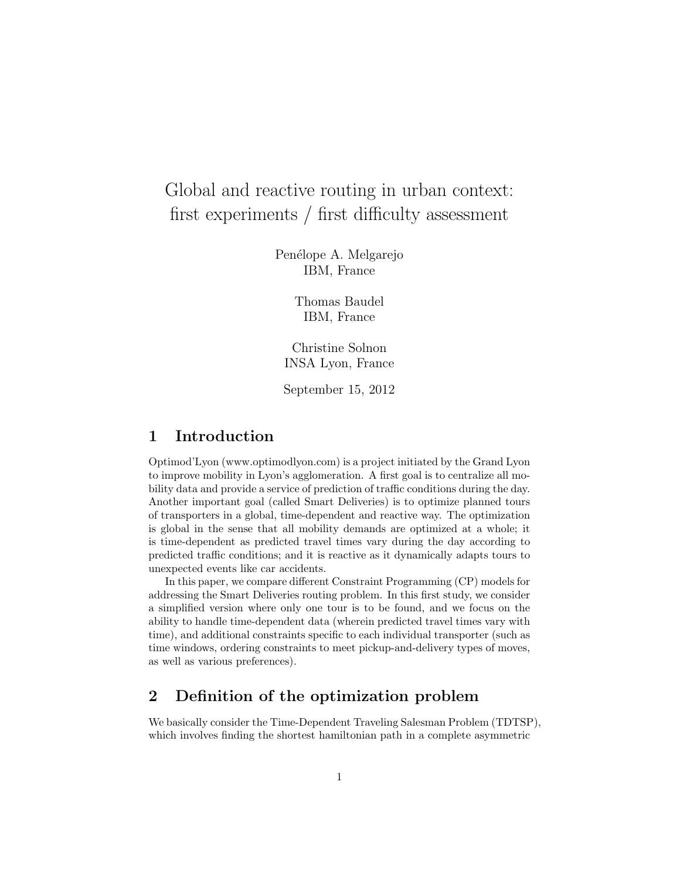# Global and reactive routing in urban context: first experiments / first difficulty assessment

Penélope A. Melgarejo
IBM, France

Thomas Baudel
IBM, France

Christine Solnon
INSA Lyon, France

September 15, 2012

## 1 Introduction

Optimod'Lyon (www.optimodlyon.com) is a project initiated by the Grand Lyon to improve mobility in Lyon's agglomeration. A first goal is to centralize all mobility data and provide a service of prediction of traffic conditions during the day. Another important goal (called Smart Deliveries) is to optimize planned tours of transporters in a global, time-dependent and reactive way. The optimization is global in the sense that all mobility demands are optimized at a whole; it is time-dependent as predicted travel times vary during the day according to predicted traffic conditions; and it is reactive as it dynamically adapts tours to unexpected events like car accidents.

In this paper, we compare different Constraint Programming (CP) models for addressing the Smart Deliveries routing problem. In this first study, we consider a simplified version where only one tour is to be found, and we focus on the ability to handle time-dependent data (wherein predicted travel times vary with time), and additional constraints specific to each individual transporter (such as time windows, ordering constraints to meet pickup-and-delivery types of moves, as well as various preferences).

## 2 Definition of the optimization problem

We basically consider the Time-Dependent Traveling Salesman Problem (TDTSP), which involves finding the shortest hamiltonian path in a complete asymmetric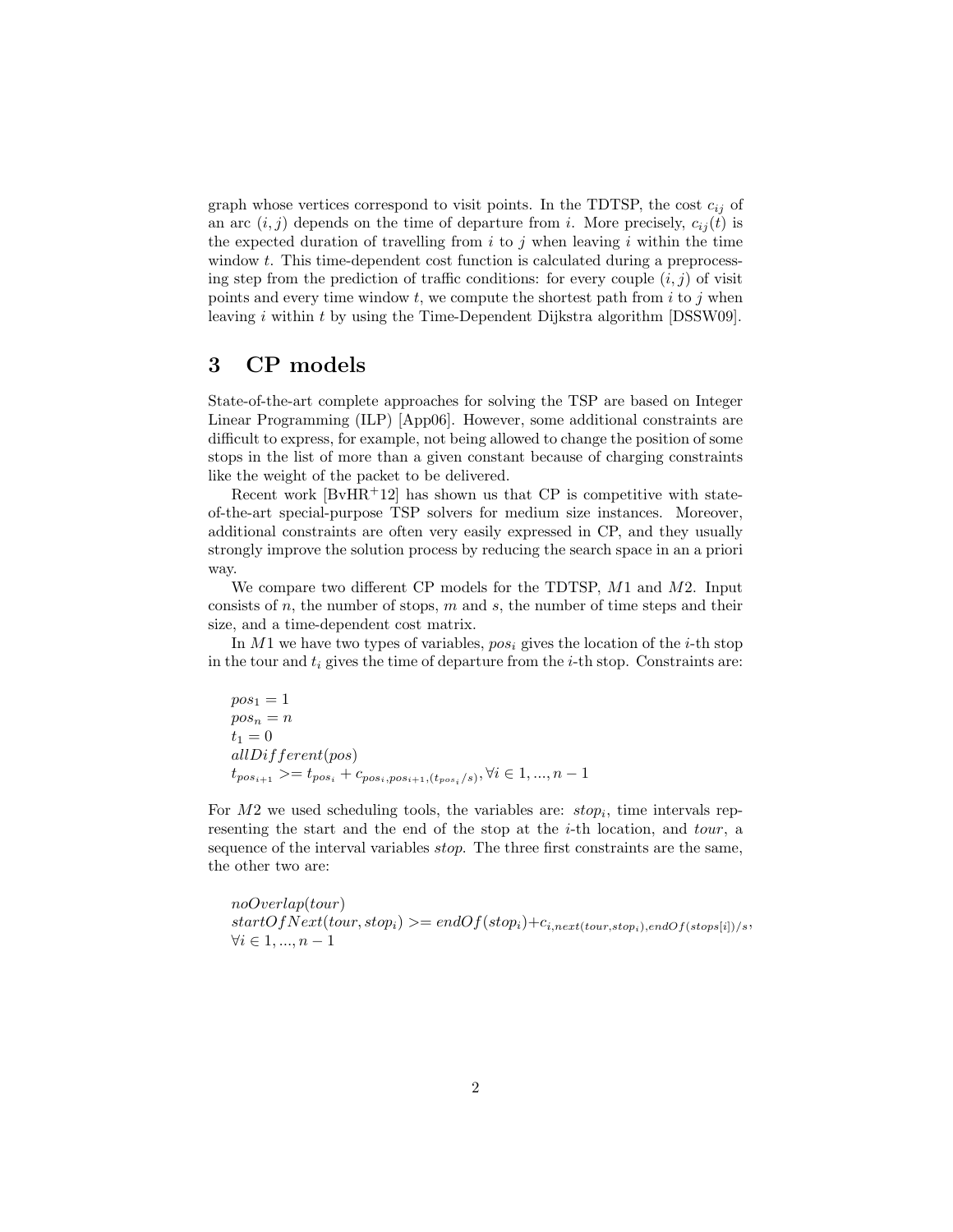graph whose vertices correspond to visit points. In the TDTSP, the cost $c_{ij}$ of an arc $(i, j)$ depends on the time of departure from $i$. More precisely, $c_{ij}(t)$ is the expected duration of travelling from $i$ to $j$ when leaving $i$ within the time window $t$. This time-dependent cost function is calculated during a preprocessing step from the prediction of traffic conditions: for every couple $(i, j)$ of visit points and every time window $t$, we compute the shortest path from $i$ to $j$ when leaving $i$ within $t$ by using the Time-Dependent Dijkstra algorithm [DSSW09].

# 3 CP models

State-of-the-art complete approaches for solving the TSP are based on Integer Linear Programming (ILP) [App06]. However, some additional constraints are difficult to express, for example, not being allowed to change the position of some stops in the list of more than a given constant because of charging constraints like the weight of the packet to be delivered.

Recent work [BvHR+12] has shown us that CP is competitive with state-of-the-art special-purpose TSP solvers for medium size instances. Moreover, additional constraints are often very easily expressed in CP, and they usually strongly improve the solution process by reducing the search space in an a priori way.

We compare two different CP models for the TDTSP, $M1$ and $M2$. Input consists of $n$, the number of stops, $m$ and $s$, the number of time steps and their size, and a time-dependent cost matrix.

In $M1$ we have two types of variables, $pos_i$ gives the location of the $i$-th stop in the tour and $t_i$ gives the time of departure from the $i$-th stop. Constraints are:

$pos_1 = 1$
$pos_n = n$
$t_1 = 0$
$allDifferent(pos)$
$t_{pos_{i+1}} >= t_{pos_i} + c_{pos_i, pos_{i+1}, (t_{pos_i}/s)}, \forall i \in 1, ..., n-1$

For $M2$ we used scheduling tools, the variables are: $stop_i$, time intervals representing the start and the end of the stop at the $i$-th location, and $tour$, a sequence of the interval variables $stop$. The three first constraints are the same, the other two are:

$noOverlap(tour)$
$startOfNext(tour, stop_i) >= endOf(stop_i) + c_{i, next(tour, stop_i), endOf(stops[i])/s}$, $\forall i \in 1, ..., n-1$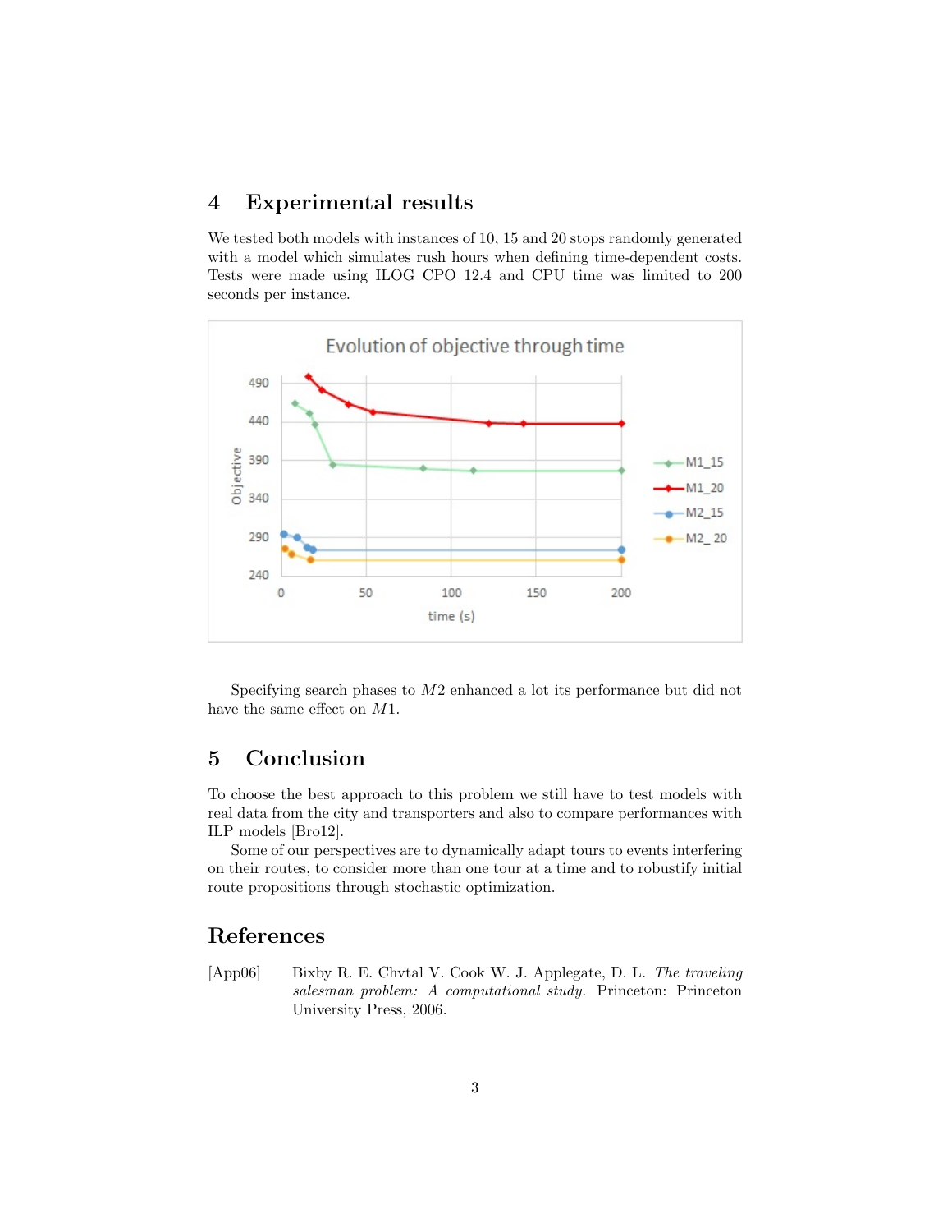## 4 Experimental results

We tested both models with instances of 10, 15 and 20 stops randomly generated with a model which simulates rush hours when defining time-dependent costs. Tests were made using ILOG CPO 12.4 and CPU time was limited to 200 seconds per instance.

Specifying search phases to $M2$ enhanced a lot its performance but did not have the same effect on $M1$.

## 5 Conclusion

To choose the best approach to this problem we still have to test models with real data from the city and transporters and also to compare performances with ILP models [Bro12].

Some of our perspectives are to dynamically adapt tours to events interfering on their routes, to consider more than one tour at a time and to robustify initial route propositions through stochastic optimization.

## References

[App06] Bixby R. E. Chvtal V. Cook W. J. Applegate, D. L. *The traveling salesman problem: A computational study.* Princeton: Princeton University Press, 2006.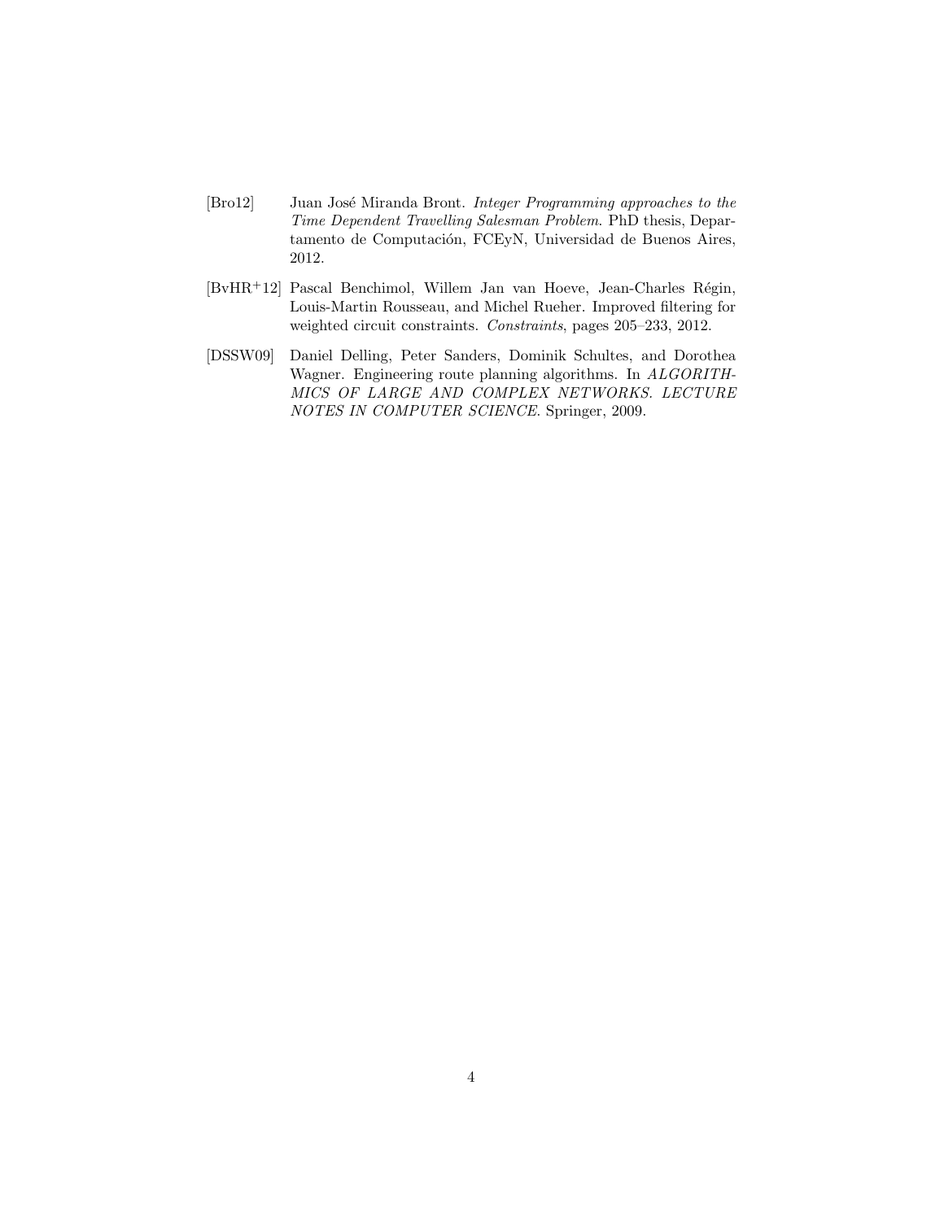[Bro12] Juan José Miranda Bront. *Integer Programming approaches to the Time Dependent Travelling Salesman Problem*. PhD thesis, Departamento de Computación, FCEyN, Universidad de Buenos Aires, 2012.

[BvHR+12] Pascal Benchimol, Willem Jan van Hoeve, Jean-Charles Régin, Louis-Martin Rousseau, and Michel Rueher. Improved filtering for weighted circuit constraints. *Constraints*, pages 205–233, 2012.

[DSSW09] Daniel Delling, Peter Sanders, Dominik Schultes, and Dorothea Wagner. Engineering route planning algorithms. In *ALGORITHMICS OF LARGE AND COMPLEX NETWORKS. LECTURE NOTES IN COMPUTER SCIENCE*. Springer, 2009.